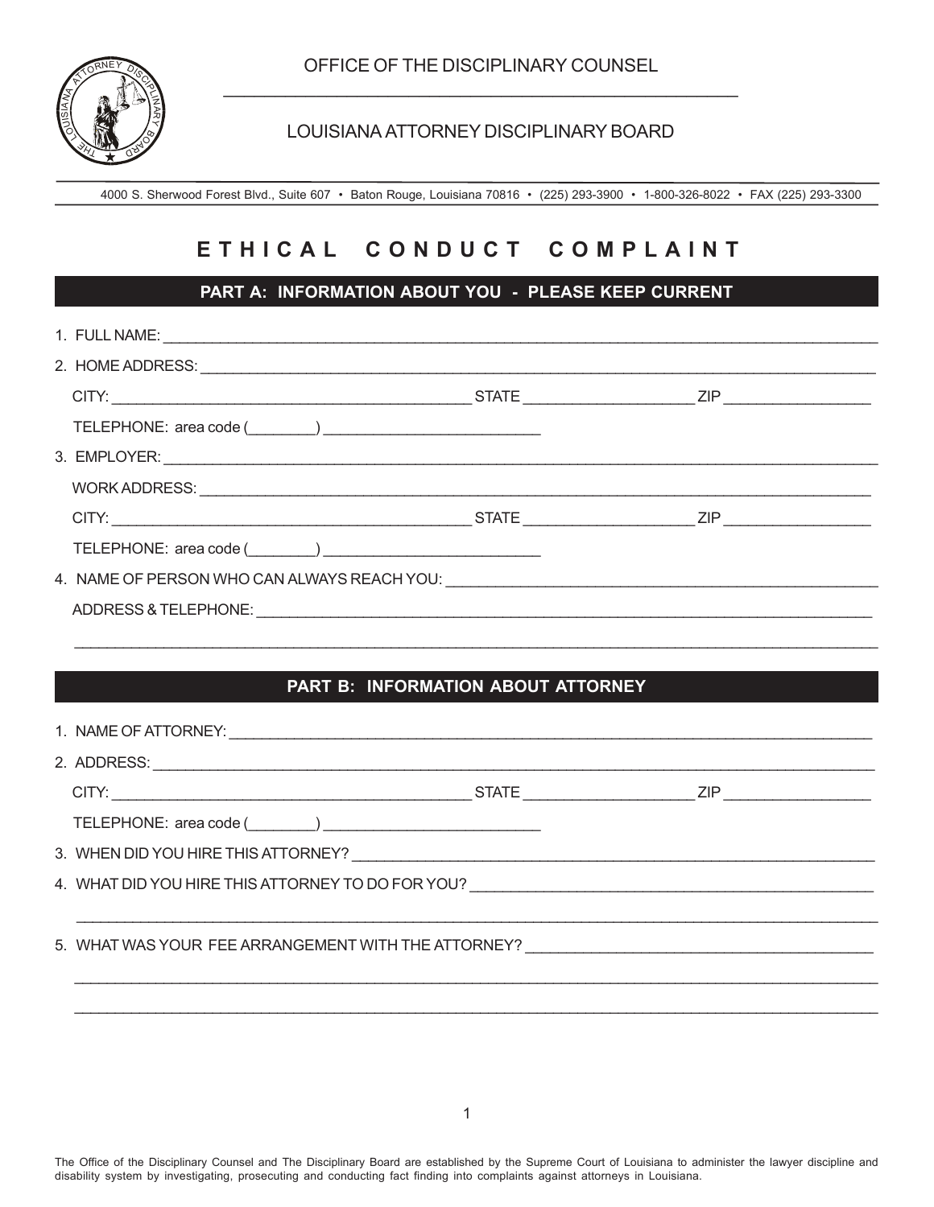OFFICE OF THE DISCIPLINARY COUNSEL

LOUISIANA ATTORNEY DISCIPLINARY BOARD

4000 S. Sherwood Forest Blvd., Suite 607 • Baton Rouge, Louisiana 70816 • (225) 293-3900 • 1-800-326-8022 • FAX (225) 293-3300

# ETHICAL CONDUCT COMPLAINT

## PART A: INFORMATION ABOUT YOU - PLEASE KEEP CURRENT

1. FULL NAME: ____________________________________________

2. HOME ADDRESS: ____________________________________________

   CITY: ______________________ STATE ______________ ZIP ____________

   TELEPHONE: area code (________) ______________________

3. EMPLOYER: ____________________________________________

   WORK ADDRESS: ____________________________________________

   CITY: ______________________ STATE ______________ ZIP ____________

   TELEPHONE: area code (________) ______________________

4. NAME OF PERSON WHO CAN ALWAYS REACH YOU: ______________________

   ADDRESS & TELEPHONE: ____________________________________________

   ____________________________________________

## PART B: INFORMATION ABOUT ATTORNEY

1. NAME OF ATTORNEY: ____________________________________________

2. ADDRESS: ____________________________________________

   CITY: ______________________ STATE ______________ ZIP ____________

   TELEPHONE: area code (________) ______________________

3. WHEN DID YOU HIRE THIS ATTORNEY? ______________________

4. WHAT DID YOU HIRE THIS ATTORNEY TO DO FOR YOU? ______________________

   ____________________________________________

5. WHAT WAS YOUR FEE ARRANGEMENT WITH THE ATTORNEY? ______________________

   ____________________________________________

   ____________________________________________

The Office of the Disciplinary Counsel and The Disciplinary Board are established by the Supreme Court of Louisiana to administer the lawyer discipline and disability system by investigating, prosecuting and conducting fact finding into complaints against attorneys in Louisiana.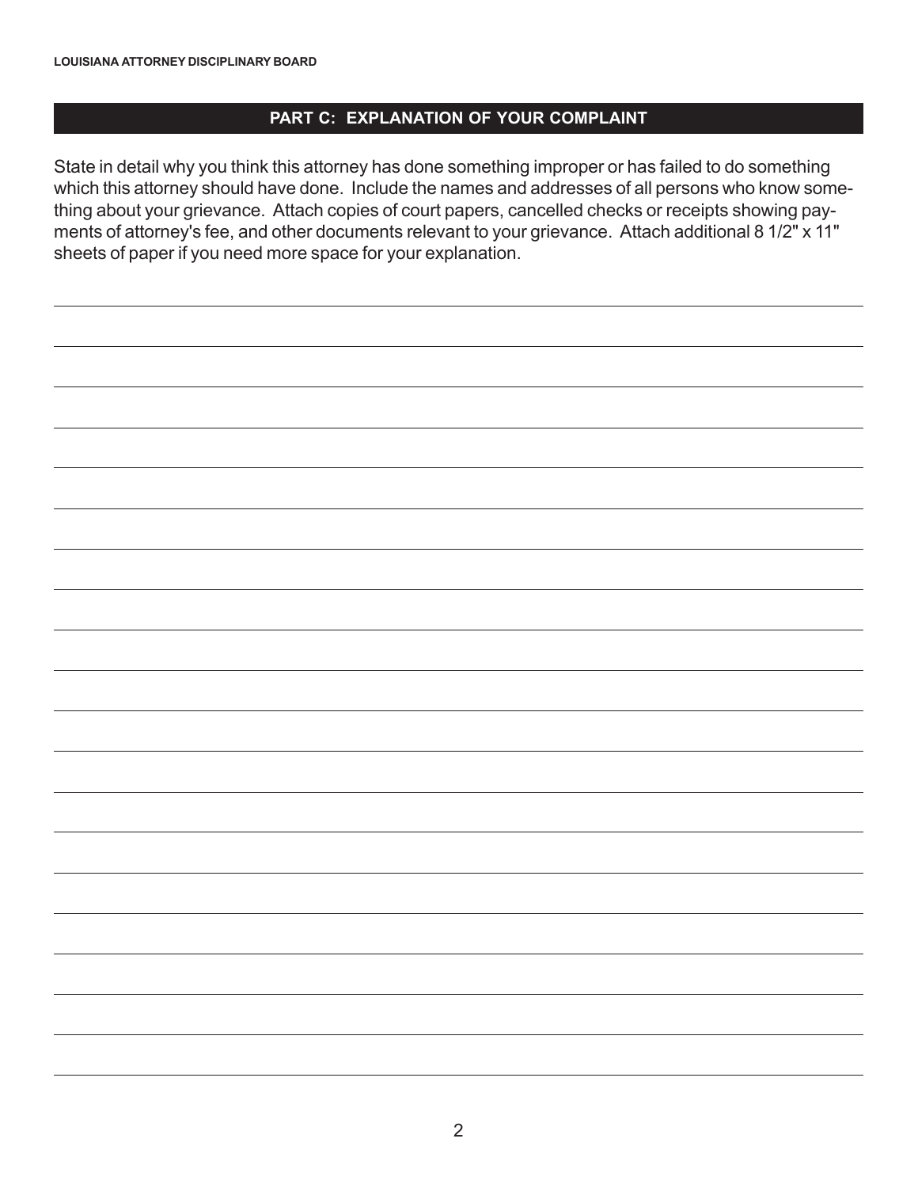## PART C: EXPLANATION OF YOUR COMPLAINT

State in detail why you think this attorney has done something improper or has failed to do something which this attorney should have done. Include the names and addresses of all persons who know something about your grievance. Attach copies of court papers, cancelled checks or receipts showing payments of attorney's fee, and other documents relevant to your grievance. Attach additional 8 1/2" x 11" sheets of paper if you need more space for your explanation.

_______________________________________________________________________________

_______________________________________________________________________________

_______________________________________________________________________________

_______________________________________________________________________________

_______________________________________________________________________________

_______________________________________________________________________________

_______________________________________________________________________________

_______________________________________________________________________________

_______________________________________________________________________________

_______________________________________________________________________________

_______________________________________________________________________________

_______________________________________________________________________________

_______________________________________________________________________________

_______________________________________________________________________________

_______________________________________________________________________________

_______________________________________________________________________________

_______________________________________________________________________________

_______________________________________________________________________________

_______________________________________________________________________________

_______________________________________________________________________________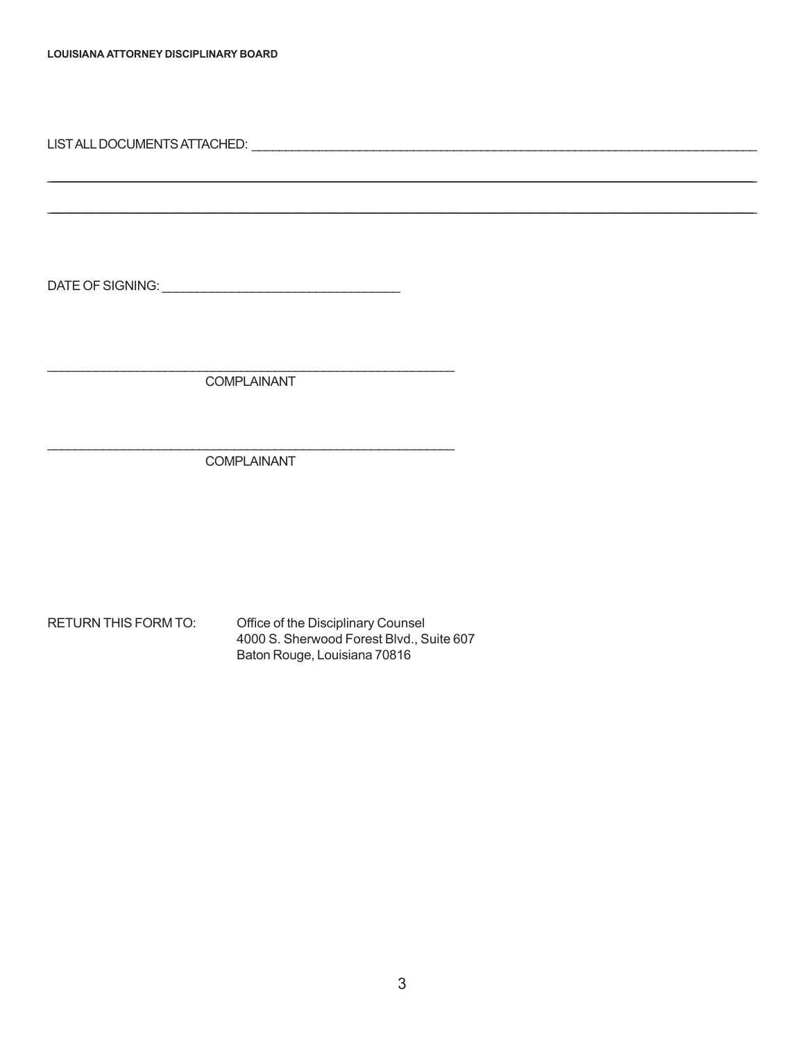LIST ALL DOCUMENTS ATTACHED: ______________________________________________________________________________

________________________________________________________________________________________________________

________________________________________________________________________________________________________

DATE OF SIGNING: ________________________________

________________________________________________________
COMPLAINANT

________________________________________________________
COMPLAINANT

RETURN THIS FORM TO: Office of the Disciplinary Counsel
4000 S. Sherwood Forest Blvd., Suite 607
Baton Rouge, Louisiana 70816